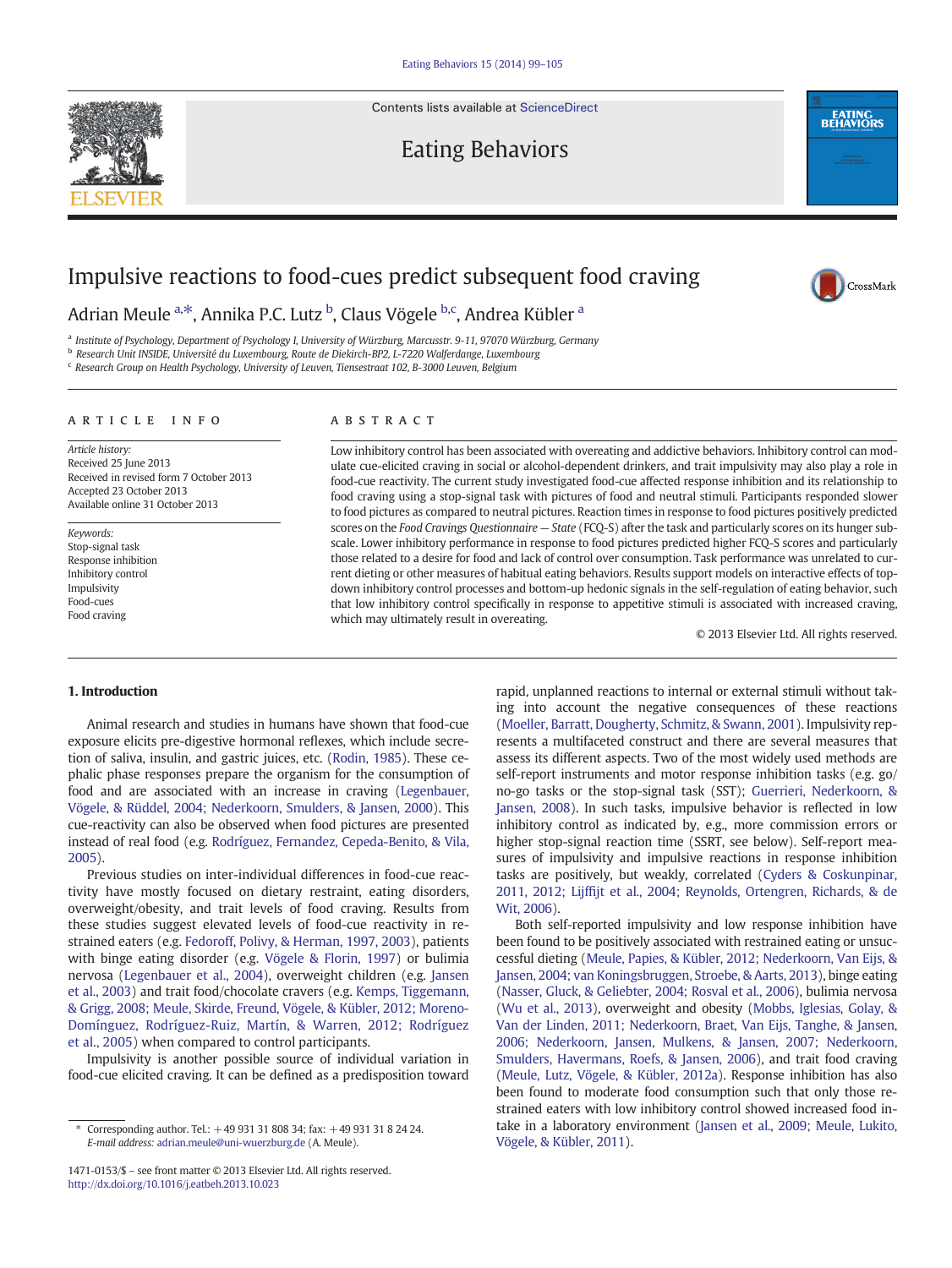# Impulsive reactions to food-cues predict subsequent food craving

Adrian Meule [a,*], Annika P.C. Lutz [b], Claus Vögele [b,c], Andrea Kübler [a]

[a] Institute of Psychology, Department of Psychology I, University of Würzburg, Marcusstr. 9-11, 97070 Würzburg, Germany
[b] Research Unit INSIDE, Université du Luxembourg, Route de Diekirch-BP2, L-7220 Walferdange, Luxembourg
[c] Research Group on Health Psychology, University of Leuven, Tiensestraat 102, B-3000 Leuven, Belgium

## ARTICLE INFO

*Article history:*
Received 25 June 2013
Received in revised form 7 October 2013
Accepted 23 October 2013
Available online 31 October 2013

*Keywords:*
Stop-signal task
Response inhibition
Inhibitory control
Impulsivity
Food-cues
Food craving

## ABSTRACT

Low inhibitory control has been associated with overeating and addictive behaviors. Inhibitory control can modulate cue-elicited craving in social or alcohol-dependent drinkers, and trait impulsivity may also play a role in food-cue reactivity. The current study investigated food-cue affected response inhibition and its relationship to food craving using a stop-signal task with pictures of food and neutral stimuli. Participants responded slower to food pictures as compared to neutral pictures. Reaction times in response to food pictures positively predicted scores on the *Food Cravings Questionnaire — State* (FCQ-S) after the task and particularly scores on its hunger subscale. Lower inhibitory performance in response to food pictures predicted higher FCQ-S scores and particularly those related to a desire for food and lack of control over consumption. Task performance was unrelated to current dieting or other measures of habitual eating behaviors. Results support models on interactive effects of top-down inhibitory control processes and bottom-up hedonic signals in the self-regulation of eating behavior, such that low inhibitory control specifically in response to appetitive stimuli is associated with increased craving, which may ultimately result in overeating.

© 2013 Elsevier Ltd. All rights reserved.

## 1. Introduction

Animal research and studies in humans have shown that food-cue exposure elicits pre-digestive hormonal reflexes, which include secretion of saliva, insulin, and gastric juices, etc. (Rodin, 1985). These cephalic phase responses prepare the organism for the consumption of food and are associated with an increase in craving (Legenbauer, Vögele, & Rüddel, 2004; Nederkoorn, Smulders, & Jansen, 2000). This cue-reactivity can also be observed when food pictures are presented instead of real food (e.g. Rodríguez, Fernandez, Cepeda-Benito, & Vila, 2005).

Previous studies on inter-individual differences in food-cue reactivity have mostly focused on dietary restraint, eating disorders, overweight/obesity, and trait levels of food craving. Results from these studies suggest elevated levels of food-cue reactivity in restrained eaters (e.g. Fedoroff, Polivy, & Herman, 1997, 2003), patients with binge eating disorder (e.g. Vögele & Florin, 1997) or bulimia nervosa (Legenbauer et al., 2004), overweight children (e.g. Jansen et al., 2003) and trait food/chocolate cravers (e.g. Kemps, Tiggemann, & Grigg, 2008; Meule, Skirde, Freund, Vögele, & Kübler, 2012; Moreno-Domínguez, Rodríguez-Ruiz, Martín, & Warren, 2012; Rodríguez et al., 2005) when compared to control participants.

Impulsivity is another possible source of individual variation in food-cue elicited craving. It can be defined as a predisposition toward rapid, unplanned reactions to internal or external stimuli without taking into account the negative consequences of these reactions (Moeller, Barratt, Dougherty, Schmitz, & Swann, 2001). Impulsivity represents a multifaceted construct and there are several measures that assess its different aspects. Two of the most widely used methods are self-report instruments and motor response inhibition tasks (e.g. go/no-go tasks or the stop-signal task (SST); Guerrieri, Nederkoorn, & Jansen, 2008). In such tasks, impulsive behavior is reflected in low inhibitory control as indicated by, e.g., more commission errors or higher stop-signal reaction time (SSRT, see below). Self-report measures of impulsivity and impulsive reactions in response inhibition tasks are positively, but weakly, correlated (Cyders & Coskunpinar, 2011, 2012; Lijffijt et al., 2004; Reynolds, Ortengren, Richards, & de Wit, 2006).

Both self-reported impulsivity and low response inhibition have been found to be positively associated with restrained eating or unsuccessful dieting (Meule, Papies, & Kübler, 2012; Nederkoorn, Van Eijs, & Jansen, 2004; van Koningsbruggen, Stroebe, & Aarts, 2013), binge eating (Nasser, Gluck, & Geliebter, 2004; Rosval et al., 2006), bulimia nervosa (Wu et al., 2013), overweight and obesity (Mobbs, Iglesias, Golay, & Van der Linden, 2011; Nederkoorn, Braet, Van Eijs, Tanghe, & Jansen, 2006; Nederkoorn, Jansen, Mulkens, & Jansen, 2007; Nederkoorn, Smulders, Havermans, Roefs, & Jansen, 2006), and trait food craving (Meule, Lutz, Vögele, & Kübler, 2012a). Response inhibition has also been found to moderate food consumption such that only those restrained eaters with low inhibitory control showed increased food intake in a laboratory environment (Jansen et al., 2009; Meule, Lukito, Vögele, & Kübler, 2011).

* Corresponding author. Tel.: +49 931 31 808 34; fax: +49 931 31 8 24 24.
*E-mail address:* adrian.meule@uni-wuerzburg.de (A. Meule).

1471-0153/$ – see front matter © 2013 Elsevier Ltd. All rights reserved.
http://dx.doi.org/10.1016/j.eatbeh.2013.10.023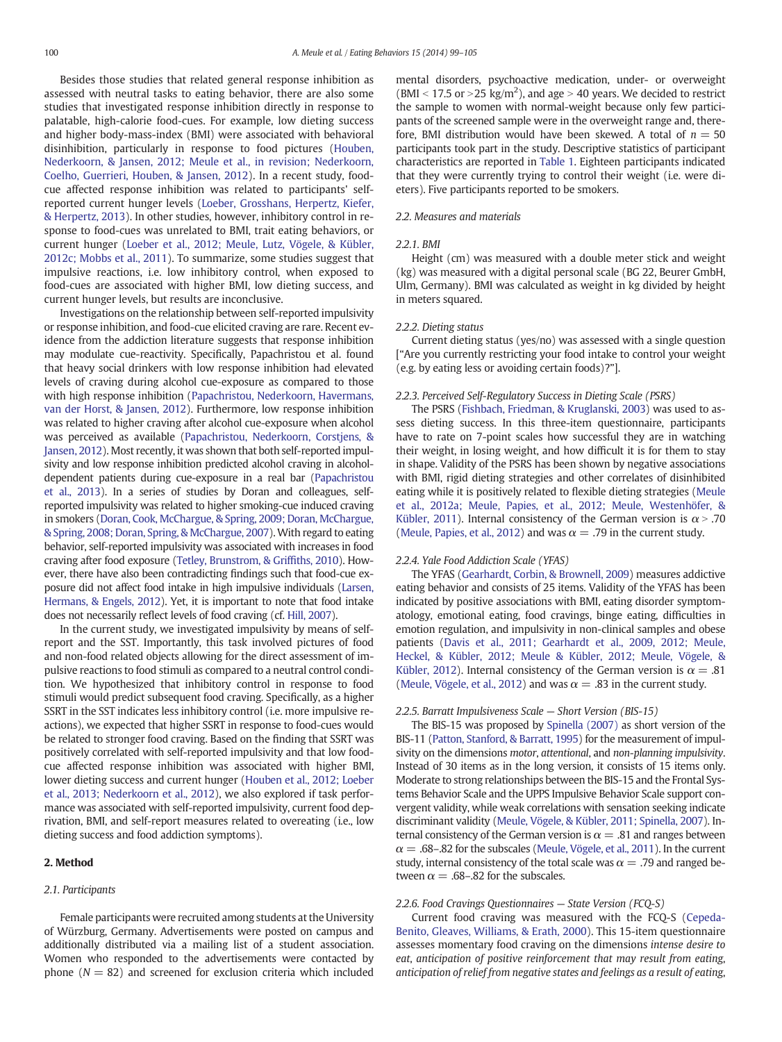Besides those studies that related general response inhibition as assessed with neutral tasks to eating behavior, there are also some studies that investigated response inhibition directly in response to palatable, high-calorie food-cues. For example, low dieting success and higher body-mass-index (BMI) were associated with behavioral disinhibition, particularly in response to food pictures (Houben, Nederkoorn, & Jansen, 2012; Meule et al., in revision; Nederkoorn, Coelho, Guerrieri, Houben, & Jansen, 2012). In a recent study, food-cue affected response inhibition was related to participants' self-reported current hunger levels (Loeber, Grosshans, Herpertz, Kiefer, & Herpertz, 2013). In other studies, however, inhibitory control in response to food-cues was unrelated to BMI, trait eating behaviors, or current hunger (Loeber et al., 2012; Meule, Lutz, Vögele, & Kübler, 2012c; Mobbs et al., 2011). To summarize, some studies suggest that impulsive reactions, i.e. low inhibitory control, when exposed to food-cues are associated with higher BMI, low dieting success, and current hunger levels, but results are inconclusive.

Investigations on the relationship between self-reported impulsivity or response inhibition, and food-cue elicited craving are rare. Recent evidence from the addiction literature suggests that response inhibition may modulate cue-reactivity. Specifically, Papachristou et al. found that heavy social drinkers with low response inhibition had elevated levels of craving during alcohol cue-exposure as compared to those with high response inhibition (Papachristou, Nederkoorn, Havermans, van der Horst, & Jansen, 2012). Furthermore, low response inhibition was related to higher craving after alcohol cue-exposure when alcohol was perceived as available (Papachristou, Nederkoorn, Corstjens, & Jansen, 2012). Most recently, it was shown that both self-reported impulsivity and low response inhibition predicted alcohol craving in alcohol-dependent patients during cue-exposure in a real bar (Papachristou et al., 2013). In a series of studies by Doran and colleagues, self-reported impulsivity was related to higher smoking-cue induced craving in smokers (Doran, Cook, McChargue, & Spring, 2009; Doran, McChargue, & Spring, 2008; Doran, Spring, & McChargue, 2007). With regard to eating behavior, self-reported impulsivity was associated with increases in food craving after food exposure (Tetley, Brunstrom, & Griffiths, 2010). However, there have also been contradicting findings such that food-cue exposure did not affect food intake in high impulsive individuals (Larsen, Hermans, & Engels, 2012). Yet, it is important to note that food intake does not necessarily reflect levels of food craving (cf. Hill, 2007).

In the current study, we investigated impulsivity by means of self-report and the SST. Importantly, this task involved pictures of food and non-food related objects allowing for the direct assessment of impulsive reactions to food stimuli as compared to a neutral control condition. We hypothesized that inhibitory control in response to food stimuli would predict subsequent food craving. Specifically, as a higher SSRT in the SST indicates less inhibitory control (i.e. more impulsive reactions), we expected that higher SSRT in response to food-cues would be related to stronger food craving. Based on the finding that SSRT was positively correlated with self-reported impulsivity and that low food-cue affected response inhibition was associated with higher BMI, lower dieting success and current hunger (Houben et al., 2012; Loeber et al., 2013; Nederkoorn et al., 2012), we also explored if task performance was associated with self-reported impulsivity, current food deprivation, BMI, and self-report measures related to overeating (i.e., low dieting success and food addiction symptoms).

## 2. Method

### 2.1. Participants

Female participants were recruited among students at the University of Würzburg, Germany. Advertisements were posted on campus and additionally distributed via a mailing list of a student association. Women who responded to the advertisements were contacted by phone ($N = 82$) and screened for exclusion criteria which included mental disorders, psychoactive medication, under- or overweight (BMI < 17.5 or >25 kg/m$^2$), and age > 40 years. We decided to restrict the sample to women with normal-weight because only few participants of the screened sample were in the overweight range and, therefore, BMI distribution would have been skewed. A total of $n = 50$ participants took part in the study. Descriptive statistics of participant characteristics are reported in Table 1. Eighteen participants indicated that they were currently trying to control their weight (i.e. were dieters). Five participants reported to be smokers.

### 2.2. Measures and materials

#### 2.2.1. BMI

Height (cm) was measured with a double meter stick and weight (kg) was measured with a digital personal scale (BG 22, Beurer GmbH, Ulm, Germany). BMI was calculated as weight in kg divided by height in meters squared.

#### 2.2.2. Dieting status

Current dieting status (yes/no) was assessed with a single question ["Are you currently restricting your food intake to control your weight (e.g. by eating less or avoiding certain foods)?"].

#### 2.2.3. Perceived Self-Regulatory Success in Dieting Scale (PSRS)

The PSRS (Fishbach, Friedman, & Kruglanski, 2003) was used to assess dieting success. In this three-item questionnaire, participants have to rate on 7-point scales how successful they are in watching their weight, in losing weight, and how difficult it is for them to stay in shape. Validity of the PSRS has been shown by negative associations with BMI, rigid dieting strategies and other correlates of disinhibited eating while it is positively related to flexible dieting strategies (Meule et al., 2012a; Meule, Papies, et al., 2012; Meule, Westenhöfer, & Kübler, 2011). Internal consistency of the German version is $\alpha > .70$ (Meule, Papies, et al., 2012) and was $\alpha = .79$ in the current study.

#### 2.2.4. Yale Food Addiction Scale (YFAS)

The YFAS (Gearhardt, Corbin, & Brownell, 2009) measures addictive eating behavior and consists of 25 items. Validity of the YFAS has been indicated by positive associations with BMI, eating disorder symptomatology, emotional eating, food cravings, binge eating, difficulties in emotion regulation, and impulsivity in non-clinical samples and obese patients (Davis et al., 2011; Gearhardt et al., 2009, 2012; Meule, Heckel, & Kübler, 2012; Meule & Kübler, 2012; Meule, Vögele, & Kübler, 2012). Internal consistency of the German version is $\alpha = .81$ (Meule, Vögele, et al., 2012) and was $\alpha = .83$ in the current study.

#### 2.2.5. Barratt Impulsiveness Scale — Short Version (BIS-15)

The BIS-15 was proposed by Spinella (2007) as short version of the BIS-11 (Patton, Stanford, & Barratt, 1995) for the measurement of impulsivity on the dimensions *motor*, *attentional*, and *non-planning impulsivity*. Instead of 30 items as in the long version, it consists of 15 items only. Moderate to strong relationships between the BIS-15 and the Frontal Systems Behavior Scale and the UPPS Impulsive Behavior Scale support convergent validity, while weak correlations with sensation seeking indicate discriminant validity (Meule, Vögele, & Kübler, 2011; Spinella, 2007). Internal consistency of the German version is $\alpha = .81$ and ranges between $\alpha = .68$–$.82$ for the subscales (Meule, Vögele, et al., 2011). In the current study, internal consistency of the total scale was $\alpha = .79$ and ranged between $\alpha = .68$–$.82$ for the subscales.

#### 2.2.6. Food Cravings Questionnaires — State Version (FCQ-S)

Current food craving was measured with the FCQ-S (Cepeda-Benito, Gleaves, Williams, & Erath, 2000). This 15-item questionnaire assesses momentary food craving on the dimensions *intense desire to eat*, *anticipation of positive reinforcement that may result from eating*, *anticipation of relief from negative states and feelings as a result of eating*,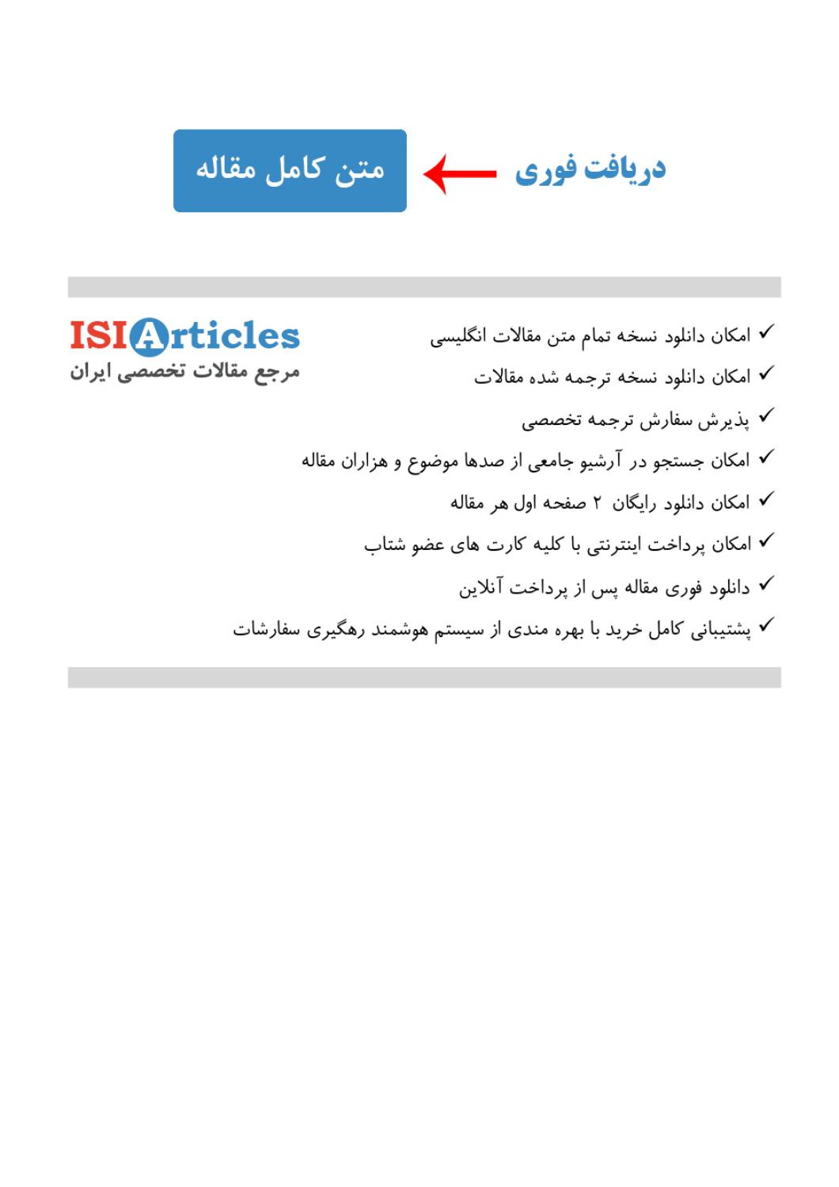دریافت فوری ← **متن کامل مقاله**

**ISIArticles**
مرجع مقالات تخصصی ایران

- ✓ امکان دانلود نسخه تمام متن مقالات انگلیسی
- ✓ امکان دانلود نسخه ترجمه شده مقالات
- ✓ پذیرش سفارش ترجمه تخصصی
- ✓ امکان جستجو در آرشیو جامعی از صدها موضوع و هزاران مقاله
- ✓ امکان دانلود رایگان ۲ صفحه اول هر مقاله
- ✓ امکان پرداخت اینترنتی با کلیه کارت های عضو شتاب
- ✓ دانلود فوری مقاله پس از پرداخت آنلاین
- ✓ پشتیبانی کامل خرید با بهره مندی از سیستم هوشمند رهگیری سفارشات